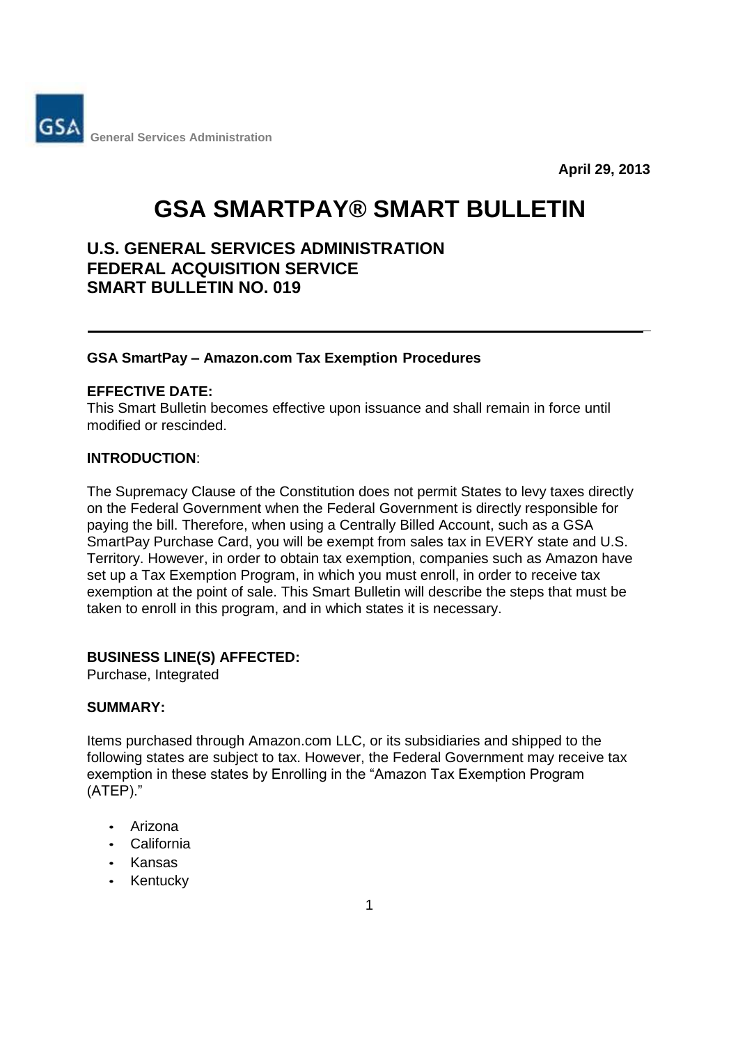General Services Administration

**April 29, 2013**

# GSA SMARTPAY® SMART BULLETIN

## U.S. GENERAL SERVICES ADMINISTRATION
## FEDERAL ACQUISITION SERVICE
## SMART BULLETIN NO. 019

---

**GSA SmartPay – Amazon.com Tax Exemption Procedures**

**EFFECTIVE DATE:**
This Smart Bulletin becomes effective upon issuance and shall remain in force until modified or rescinded.

**INTRODUCTION**:

The Supremacy Clause of the Constitution does not permit States to levy taxes directly on the Federal Government when the Federal Government is directly responsible for paying the bill. Therefore, when using a Centrally Billed Account, such as a GSA SmartPay Purchase Card, you will be exempt from sales tax in EVERY state and U.S. Territory. However, in order to obtain tax exemption, companies such as Amazon have set up a Tax Exemption Program, in which you must enroll, in order to receive tax exemption at the point of sale. This Smart Bulletin will describe the steps that must be taken to enroll in this program, and in which states it is necessary.

**BUSINESS LINE(S) AFFECTED:**
Purchase, Integrated

**SUMMARY:**

Items purchased through Amazon.com LLC, or its subsidiaries and shipped to the following states are subject to tax. However, the Federal Government may receive tax exemption in these states by Enrolling in the "Amazon Tax Exemption Program (ATEP)."

- Arizona
- California
- Kansas
- Kentucky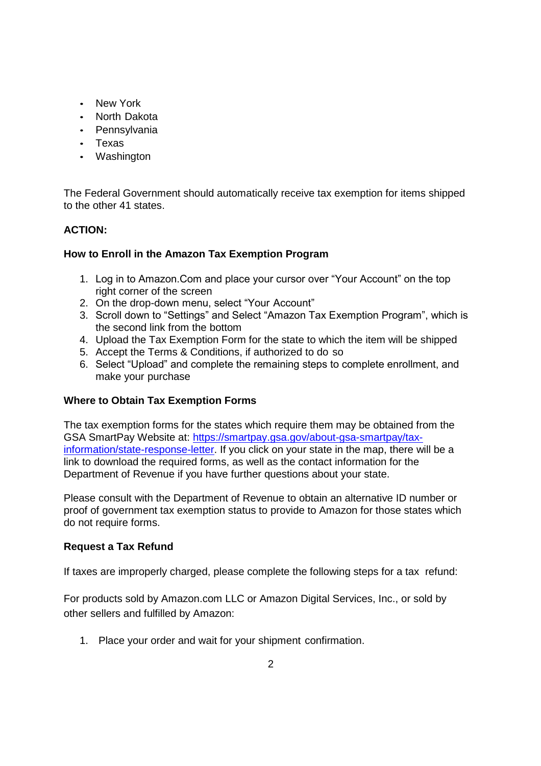- New York
- North Dakota
- Pennsylvania
- Texas
- Washington

The Federal Government should automatically receive tax exemption for items shipped to the other 41 states.

**ACTION:**

**How to Enroll in the Amazon Tax Exemption Program**

1. Log in to Amazon.Com and place your cursor over “Your Account” on the top right corner of the screen
2. On the drop-down menu, select “Your Account”
3. Scroll down to “Settings” and Select “Amazon Tax Exemption Program”, which is the second link from the bottom
4. Upload the Tax Exemption Form for the state to which the item will be shipped
5. Accept the Terms & Conditions, if authorized to do so
6. Select “Upload” and complete the remaining steps to complete enrollment, and make your purchase

**Where to Obtain Tax Exemption Forms**

The tax exemption forms for the states which require them may be obtained from the GSA SmartPay Website at: [https://smartpay.gsa.gov/about-gsa-smartpay/tax-information/state-response-letter](https://smartpay.gsa.gov/about-gsa-smartpay/tax-information/state-response-letter). If you click on your state in the map, there will be a link to download the required forms, as well as the contact information for the Department of Revenue if you have further questions about your state.

Please consult with the Department of Revenue to obtain an alternative ID number or proof of government tax exemption status to provide to Amazon for those states which do not require forms.

**Request a Tax Refund**

If taxes are improperly charged, please complete the following steps for a tax refund:

For products sold by Amazon.com LLC or Amazon Digital Services, Inc., or sold by other sellers and fulfilled by Amazon:

1. Place your order and wait for your shipment confirmation.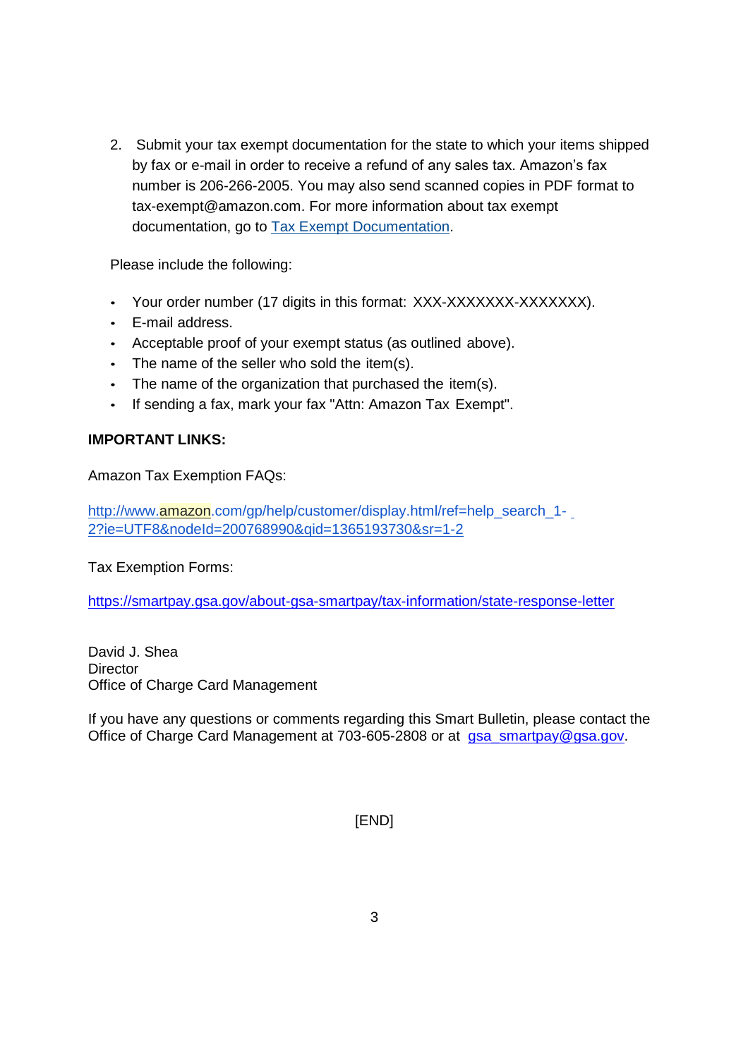2. Submit your tax exempt documentation for the state to which your items shipped by fax or e-mail in order to receive a refund of any sales tax. Amazon's fax number is 206-266-2005. You may also send scanned copies in PDF format to tax-exempt@amazon.com. For more information about tax exempt documentation, go to [Tax Exempt Documentation](Tax Exempt Documentation).

Please include the following:

- Your order number (17 digits in this format: XXX-XXXXXXX-XXXXXXX).
- E-mail address.
- Acceptable proof of your exempt status (as outlined above).
- The name of the seller who sold the item(s).
- The name of the organization that purchased the item(s).
- If sending a fax, mark your fax "Attn: Amazon Tax Exempt".

**IMPORTANT LINKS:**

Amazon Tax Exemption FAQs:

http://www.amazon.com/gp/help/customer/display.html/ref=help_search_1-2?ie=UTF8&nodeId=200768990&qid=1365193730&sr=1-2

Tax Exemption Forms:

https://smartpay.gsa.gov/about-gsa-smartpay/tax-information/state-response-letter

David J. Shea
Director
Office of Charge Card Management

If you have any questions or comments regarding this Smart Bulletin, please contact the Office of Charge Card Management at 703-605-2808 or at gsa_smartpay@gsa.gov.

[END]